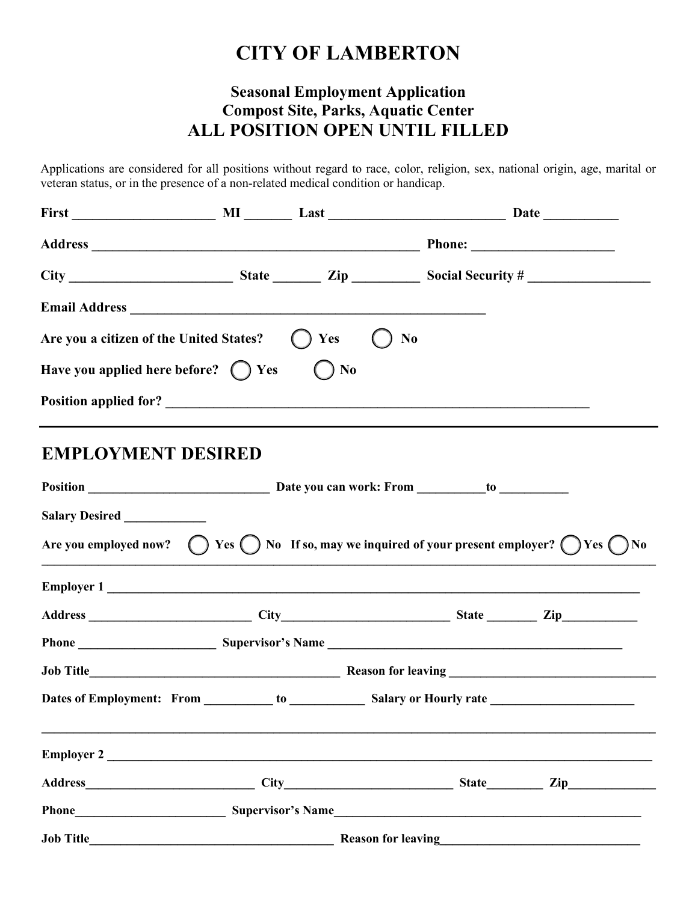# CITY OF LAMBERTON

### Seasonal Employment Application
### Compost Site, Parks, Aquatic Center
## ALL POSITION OPEN UNTIL FILLED

Applications are considered for all positions without regard to race, color, religion, sex, national origin, age, marital or veteran status, or in the presence of a non-related medical condition or handicap.

**First** ____________________ **MI** _______ **Last** __________________________ **Date** ___________

**Address** _______________________________________________ **Phone:** _____________________

**City** ________________________ **State** _______ **Zip** __________ **Social Security #** __________________

**Email Address** _____________________________________________________

**Are you a citizen of the United States?** ◯ **Yes** ◯ **No**

**Have you applied here before?** ◯ **Yes** ◯ **No**

**Position applied for?** _____________________________________________________________

---

## EMPLOYMENT DESIRED

**Position** ____________________________ **Date you can work: From** __________ **to** ___________

**Salary Desired** _____________

**Are you employed now?** ◯ **Yes** ◯ **No** **If so, may we inquired of your present employer?** ◯ **Yes** ◯ **No**

---

**Employer 1** ____________________________________________________________________________

**Address** _________________________ **City** __________________________ **State** ________ **Zip** ____________

**Phone** _____________________ **Supervisor's Name** _____________________________________________

**Job Title** _______________________________________ **Reason for leaving** _______________________________

**Dates of Employment: From** ___________ **to** ____________ **Salary or Hourly rate** ______________________

---

**Employer 2** ____________________________________________________________________________

**Address** _________________________ **City** __________________________ **State** ________ **Zip** ______________

**Phone** _______________________ **Supervisor's Name** _______________________________________________

**Job Title** ______________________________________ **Reason for leaving** ________________________________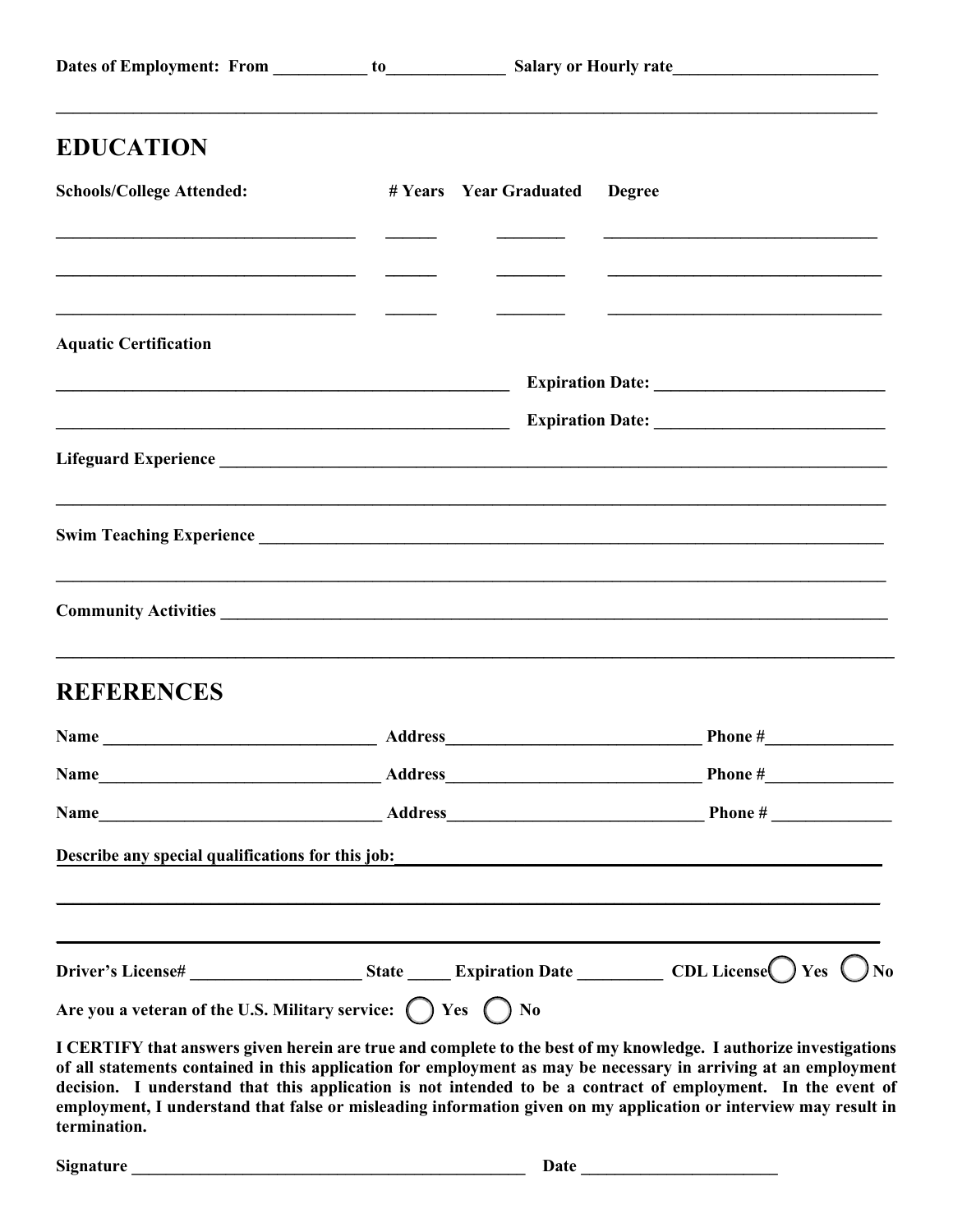**Dates of Employment: From \_\_\_\_\_\_\_\_\_\_\_ to\_\_\_\_\_\_\_\_\_\_\_\_\_\_ Salary or Hourly rate\_\_\_\_\_\_\_\_\_\_\_\_\_\_\_\_\_\_\_\_\_\_\_\_**

---

## EDUCATION

| **Schools/College Attended:** | **# Years** | **Year Graduated** | **Degree** |
|---|---|---|---|
| | | | |
| | | | |
| | | | |

**Aquatic Certification**

\_\_\_\_\_\_\_\_\_\_\_\_\_\_\_\_\_\_\_\_\_\_\_\_\_\_\_\_\_\_\_\_\_\_\_\_\_\_\_\_\_\_\_\_\_\_\_\_\_\_\_ **Expiration Date:** \_\_\_\_\_\_\_\_\_\_\_\_\_\_\_\_\_\_\_\_\_\_\_\_\_\_

\_\_\_\_\_\_\_\_\_\_\_\_\_\_\_\_\_\_\_\_\_\_\_\_\_\_\_\_\_\_\_\_\_\_\_\_\_\_\_\_\_\_\_\_\_\_\_\_\_\_\_ **Expiration Date:** \_\_\_\_\_\_\_\_\_\_\_\_\_\_\_\_\_\_\_\_\_\_\_\_\_\_

**Lifeguard Experience** \_\_\_\_\_\_\_\_\_\_\_\_\_\_\_\_\_\_\_\_\_\_\_\_\_\_\_\_\_\_\_\_\_\_\_\_\_\_\_\_\_\_\_\_\_\_\_\_\_\_\_\_\_\_\_\_\_\_\_\_\_\_\_\_\_\_\_\_\_\_\_\_\_\_\_\_

**Swim Teaching Experience** \_\_\_\_\_\_\_\_\_\_\_\_\_\_\_\_\_\_\_\_\_\_\_\_\_\_\_\_\_\_\_\_\_\_\_\_\_\_\_\_\_\_\_\_\_\_\_\_\_\_\_\_\_\_\_\_\_\_\_\_\_\_\_\_\_\_\_\_\_\_\_\_

**Community Activities** \_\_\_\_\_\_\_\_\_\_\_\_\_\_\_\_\_\_\_\_\_\_\_\_\_\_\_\_\_\_\_\_\_\_\_\_\_\_\_\_\_\_\_\_\_\_\_\_\_\_\_\_\_\_\_\_\_\_\_\_\_\_\_\_\_\_\_\_\_\_\_\_\_\_\_\_

## REFERENCES

**Name** \_\_\_\_\_\_\_\_\_\_\_\_\_\_\_\_\_\_\_\_\_\_\_\_\_\_\_\_\_\_\_\_ **Address**\_\_\_\_\_\_\_\_\_\_\_\_\_\_\_\_\_\_\_\_\_\_\_\_\_\_\_\_\_\_ **Phone #**\_\_\_\_\_\_\_\_\_\_\_\_\_\_\_

**Name**\_\_\_\_\_\_\_\_\_\_\_\_\_\_\_\_\_\_\_\_\_\_\_\_\_\_\_\_\_\_\_\_\_\_ **Address**\_\_\_\_\_\_\_\_\_\_\_\_\_\_\_\_\_\_\_\_\_\_\_\_\_\_\_\_\_\_ **Phone #**\_\_\_\_\_\_\_\_\_\_\_\_\_\_\_

**Name**\_\_\_\_\_\_\_\_\_\_\_\_\_\_\_\_\_\_\_\_\_\_\_\_\_\_\_\_\_\_\_\_\_\_ **Address**\_\_\_\_\_\_\_\_\_\_\_\_\_\_\_\_\_\_\_\_\_\_\_\_\_\_\_\_\_\_ **Phone #** \_\_\_\_\_\_\_\_\_\_\_\_\_\_

**Describe any special qualifications for this job:**\_\_\_\_\_\_\_\_\_\_\_\_\_\_\_\_\_\_\_\_\_\_\_\_\_\_\_\_\_\_\_\_\_\_\_\_\_\_\_\_\_\_\_\_\_\_\_\_\_\_\_\_\_\_\_\_\_\_\_\_

**Driver's License#** \_\_\_\_\_\_\_\_\_\_\_\_\_\_\_\_\_\_\_\_ **State** \_\_\_\_\_ **Expiration Date** \_\_\_\_\_\_\_\_\_\_ **CDL License** ◯ **Yes** ◯ **No**

**Are you a veteran of the U.S. Military service:** ◯ **Yes** ◯ **No**

**I CERTIFY that answers given herein are true and complete to the best of my knowledge. I authorize investigations of all statements contained in this application for employment as may be necessary in arriving at an employment decision. I understand that this application is not intended to be a contract of employment. In the event of employment, I understand that false or misleading information given on my application or interview may result in termination.**

**Signature** \_\_\_\_\_\_\_\_\_\_\_\_\_\_\_\_\_\_\_\_\_\_\_\_\_\_\_\_\_\_\_\_\_\_\_\_\_\_\_\_\_\_\_\_\_\_\_ **Date** \_\_\_\_\_\_\_\_\_\_\_\_\_\_\_\_\_\_\_\_\_\_\_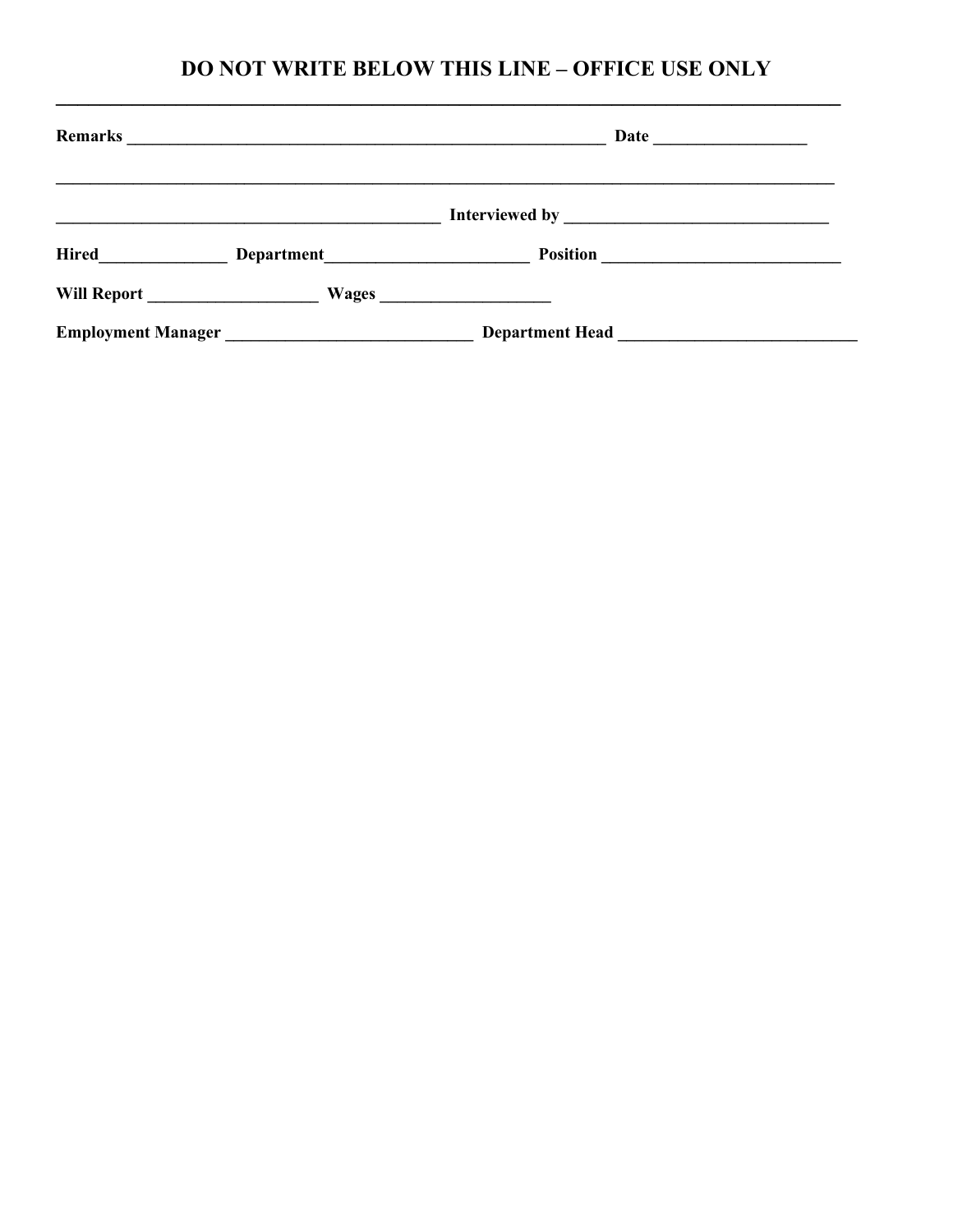## DO NOT WRITE BELOW THIS LINE – OFFICE USE ONLY

---

**Remarks** ________________________________________________ **Date** _______________

___________________________________________________________________________________

______________________________________ **Interviewed by** __________________________

**Hired**_____________ **Department**____________________ **Position** _______________________

**Will Report** _________________ **Wages** _________________

**Employment Manager** ________________________ **Department Head** _______________________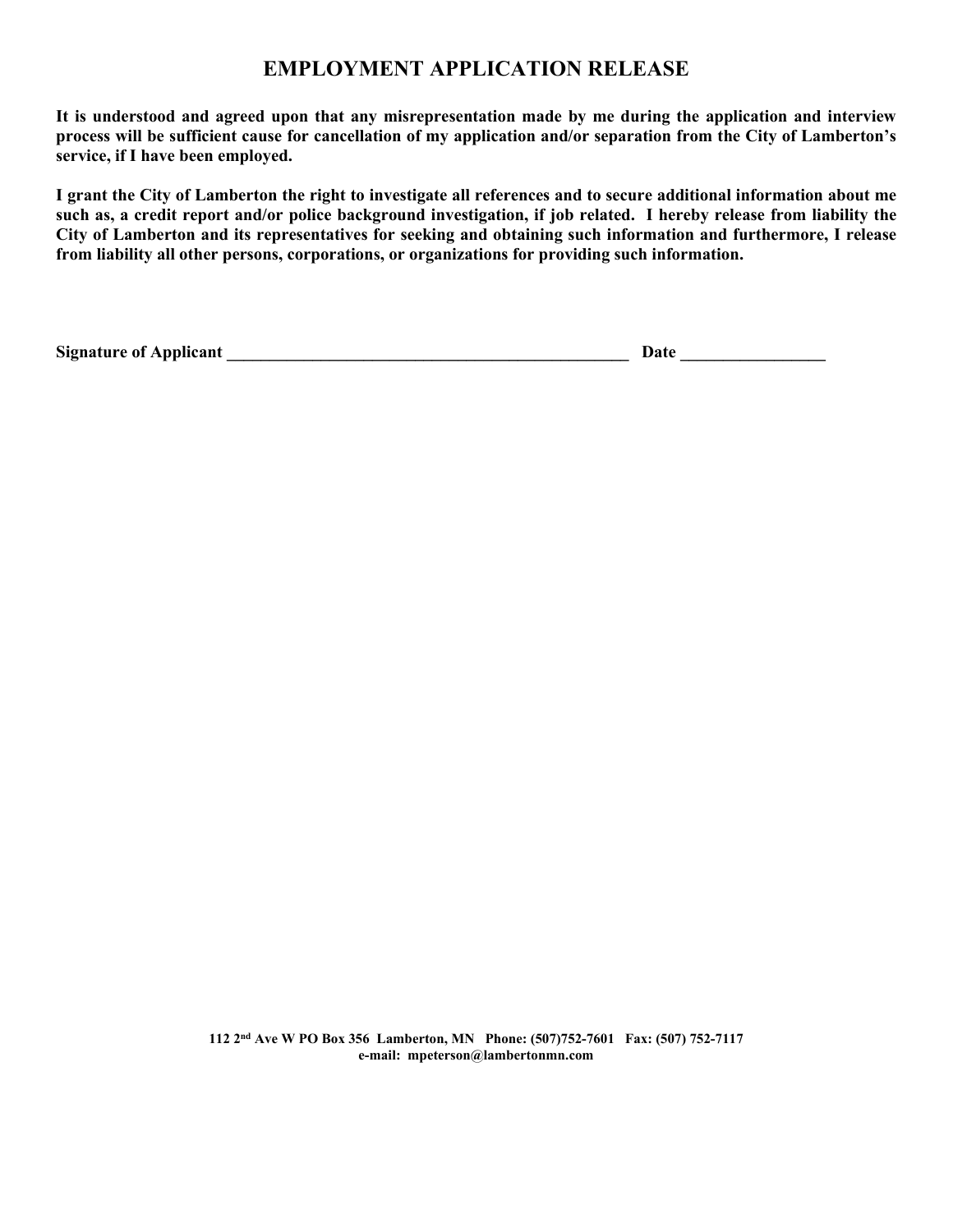# EMPLOYMENT APPLICATION RELEASE

**It is understood and agreed upon that any misrepresentation made by me during the application and interview process will be sufficient cause for cancellation of my application and/or separation from the City of Lamberton's service, if I have been employed.**

**I grant the City of Lamberton the right to investigate all references and to secure additional information about me such as, a credit report and/or police background investigation, if job related. I hereby release from liability the City of Lamberton and its representatives for seeking and obtaining such information and furthermore, I release from liability all other persons, corporations, or organizations for providing such information.**

**Signature of Applicant** ___________________________________________________ **Date** _________________

**112 2nd Ave W PO Box 356 Lamberton, MN Phone: (507)752-7601 Fax: (507) 752-7117**
**e-mail: mpeterson@lambertonmn.com**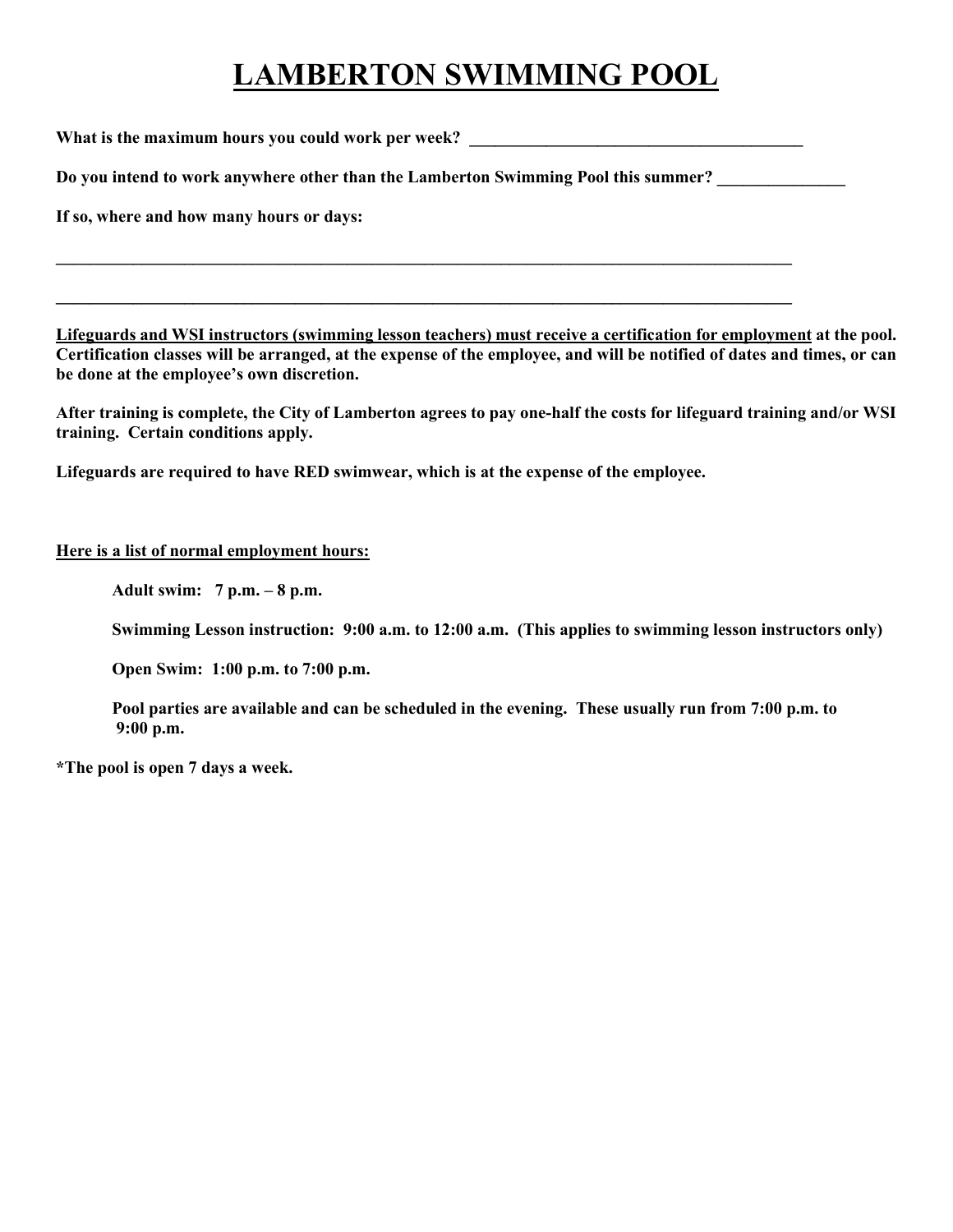# LAMBERTON SWIMMING POOL

**What is the maximum hours you could work per week? ________________________________________**

**Do you intend to work anywhere other than the Lamberton Swimming Pool this summer? _______________**

**If so, where and how many hours or days:**

**____________________________________________________________________________________________**

**____________________________________________________________________________________________**

**<u>Lifeguards and WSI instructors (swimming lesson teachers) must receive a certification for employment</u> at the pool. Certification classes will be arranged, at the expense of the employee, and will be notified of dates and times, or can be done at the employee's own discretion.**

**After training is complete, the City of Lamberton agrees to pay one-half the costs for lifeguard training and/or WSI training. Certain conditions apply.**

**Lifeguards are required to have RED swimwear, which is at the expense of the employee.**

**<u>Here is a list of normal employment hours:</u>**

**Adult swim: 7 p.m. – 8 p.m.**

**Swimming Lesson instruction: 9:00 a.m. to 12:00 a.m. (This applies to swimming lesson instructors only)**

**Open Swim: 1:00 p.m. to 7:00 p.m.**

**Pool parties are available and can be scheduled in the evening. These usually run from 7:00 p.m. to 9:00 p.m.**

***The pool is open 7 days a week.**